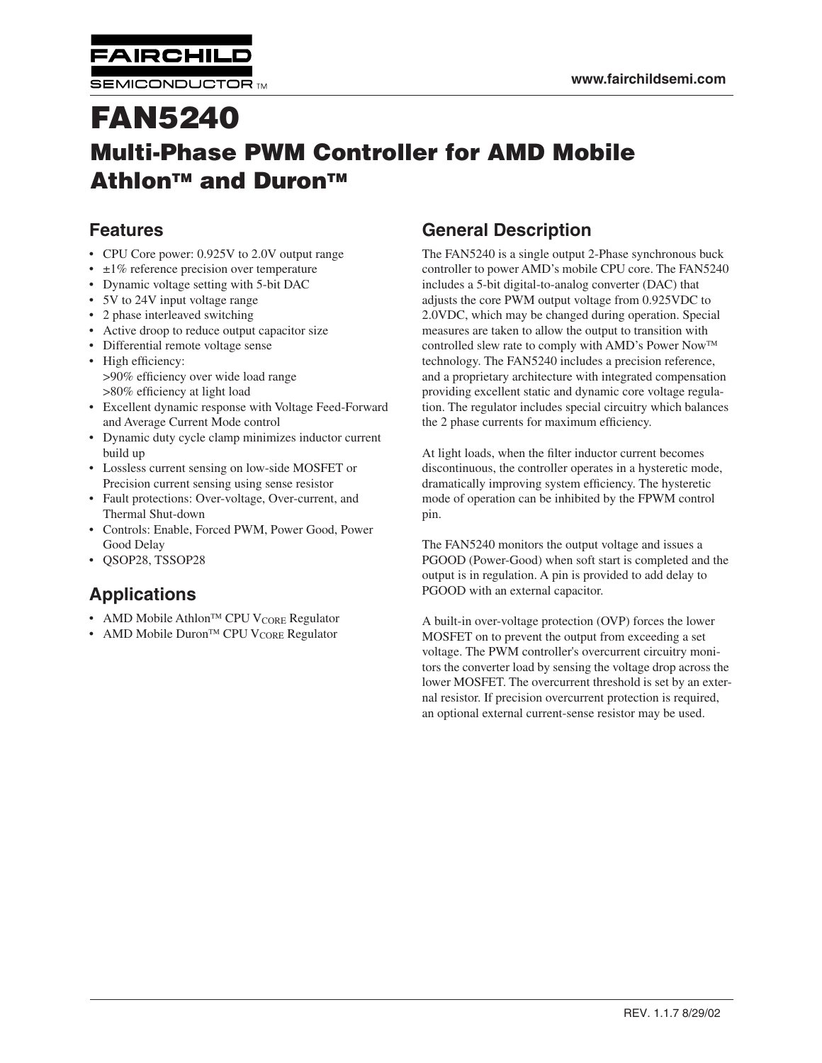# FAN5240

## Multi-Phase PWM Controller for AMD Mobile Athlon™ and Duron™

### Features

- CPU Core power: 0.925V to 2.0V output range
- ±1% reference precision over temperature
- Dynamic voltage setting with 5-bit DAC
- 5V to 24V input voltage range
- 2 phase interleaved switching
- Active droop to reduce output capacitor size
- Differential remote voltage sense
- High efficiency:
  - >90% efficiency over wide load range
  - >80% efficiency at light load
- Excellent dynamic response with Voltage Feed-Forward and Average Current Mode control
- Dynamic duty cycle clamp minimizes inductor current build up
- Lossless current sensing on low-side MOSFET or Precision current sensing using sense resistor
- Fault protections: Over-voltage, Over-current, and Thermal Shut-down
- Controls: Enable, Forced PWM, Power Good, Power Good Delay
- QSOP28, TSSOP28

### Applications

- AMD Mobile Athlon™ CPU $V_{CORE}$ Regulator
- AMD Mobile Duron™ CPU $V_{CORE}$ Regulator

### General Description

The FAN5240 is a single output 2-Phase synchronous buck controller to power AMD's mobile CPU core. The FAN5240 includes a 5-bit digital-to-analog converter (DAC) that adjusts the core PWM output voltage from 0.925VDC to 2.0VDC, which may be changed during operation. Special measures are taken to allow the output to transition with controlled slew rate to comply with AMD's Power Now™ technology. The FAN5240 includes a precision reference, and a proprietary architecture with integrated compensation providing excellent static and dynamic core voltage regulation. The regulator includes special circuitry which balances the 2 phase currents for maximum efficiency.

At light loads, when the filter inductor current becomes discontinuous, the controller operates in a hysteretic mode, dramatically improving system efficiency. The hysteretic mode of operation can be inhibited by the FPWM control pin.

The FAN5240 monitors the output voltage and issues a PGOOD (Power-Good) when soft start is completed and the output is in regulation. A pin is provided to add delay to PGOOD with an external capacitor.

A built-in over-voltage protection (OVP) forces the lower MOSFET on to prevent the output from exceeding a set voltage. The PWM controller's overcurrent circuitry monitors the converter load by sensing the voltage drop across the lower MOSFET. The overcurrent threshold is set by an external resistor. If precision overcurrent protection is required, an optional external current-sense resistor may be used.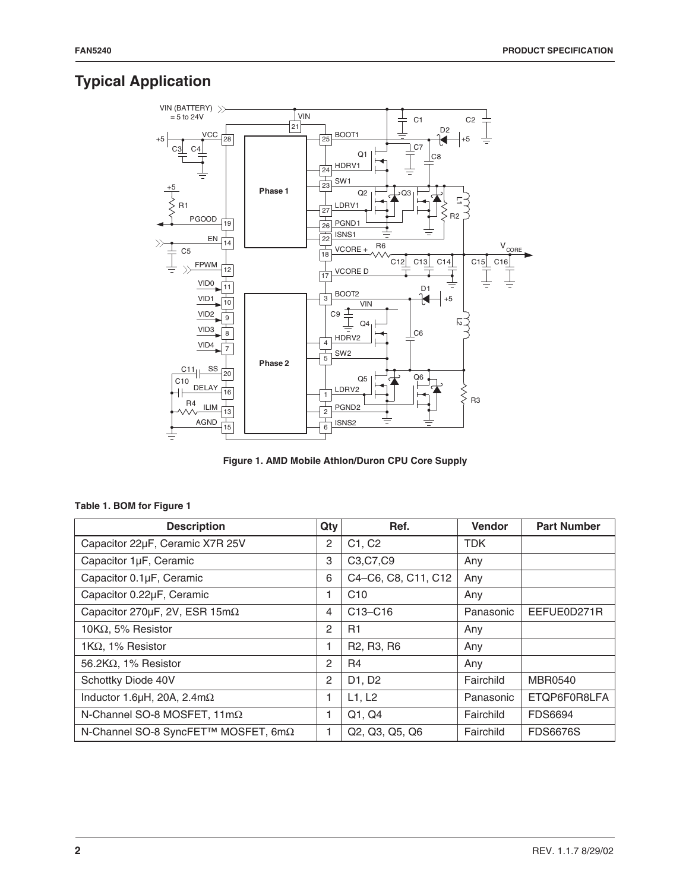## Typical Application

Figure 1. AMD Mobile Athlon/Duron CPU Core Supply

**Table 1. BOM for Figure 1**

| Description | Qty | Ref. | Vendor | Part Number |
|---|---|---|---|---|
| Capacitor 22µF, Ceramic X7R 25V | 2 | C1, C2 | TDK | |
| Capacitor 1µF, Ceramic | 3 | C3,C7,C9 | Any | |
| Capacitor 0.1µF, Ceramic | 6 | C4–C6, C8, C11, C12 | Any | |
| Capacitor 0.22µF, Ceramic | 1 | C10 | Any | |
| Capacitor 270µF, 2V, ESR 15mΩ | 4 | C13–C16 | Panasonic | EEFUE0D271R |
| 10KΩ, 5% Resistor | 2 | R1 | Any | |
| 1KΩ, 1% Resistor | 1 | R2, R3, R6 | Any | |
| 56.2KΩ, 1% Resistor | 2 | R4 | Any | |
| Schottky Diode 40V | 2 | D1, D2 | Fairchild | MBR0540 |
| Inductor 1.6µH, 20A, 2.4mΩ | 1 | L1, L2 | Panasonic | ETQP6F0R8LFA |
| N-Channel SO-8 MOSFET, 11mΩ | 1 | Q1, Q4 | Fairchild | FDS6694 |
| N-Channel SO-8 SyncFET™ MOSFET, 6mΩ | 1 | Q2, Q3, Q5, Q6 | Fairchild | FDS6676S |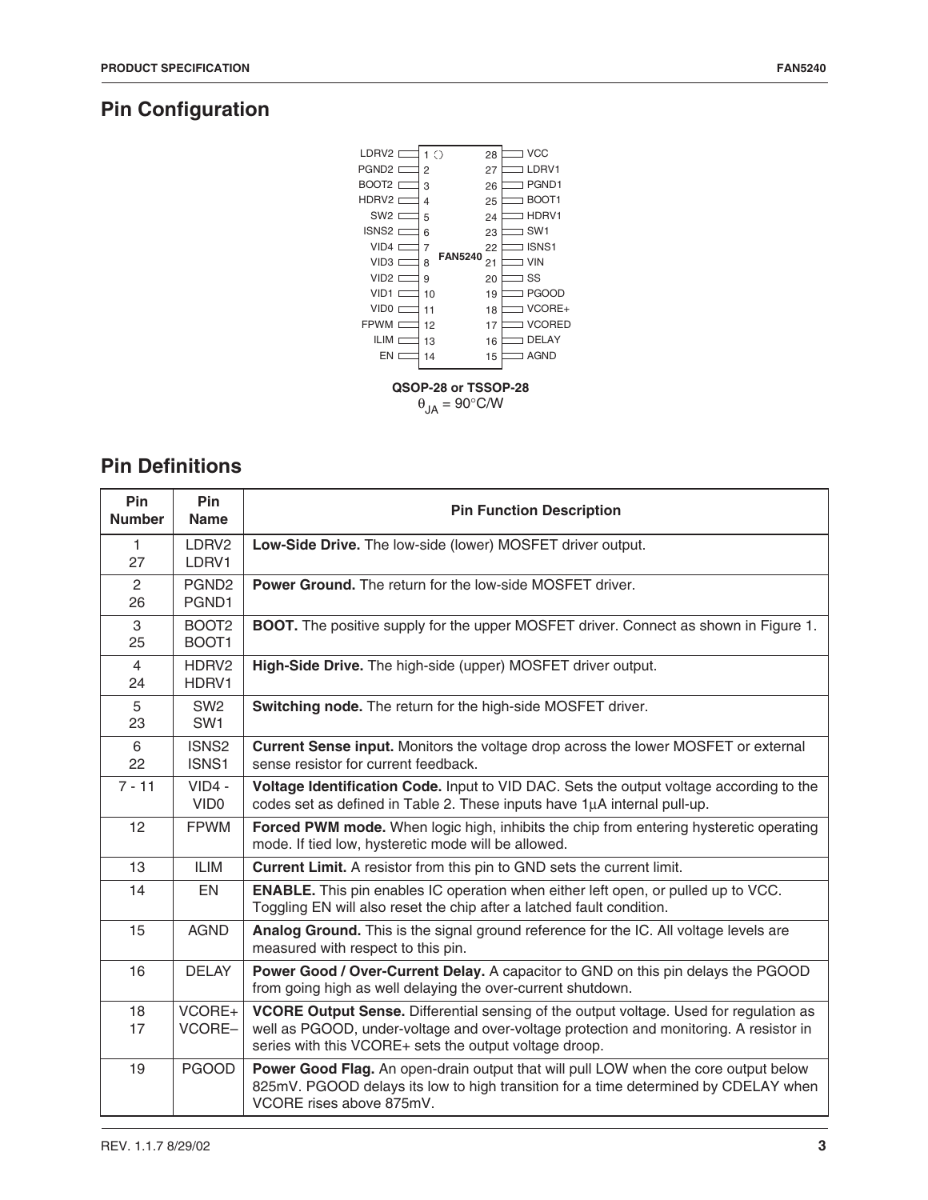## Pin Configuration

| Pin | Name | Pin | Name |
|---|---|---|---|
| 1 | LDRV2 | 28 | VCC |
| 2 | PGND2 | 27 | LDRV1 |
| 3 | BOOT2 | 26 | PGND1 |
| 4 | HDRV2 | 25 | BOOT1 |
| 5 | SW2 | 24 | HDRV1 |
| 6 | ISNS2 | 23 | SW1 |
| 7 | VID4 | 22 | ISNS1 |
| 8 | VID3 | 21 | VIN |
| 9 | VID2 | 20 | SS |
| 10 | VID1 | 19 | PGOOD |
| 11 | VID0 | 18 | VCORE+ |
| 12 | FPWM | 17 | VCORED |
| 13 | ILIM | 16 | DELAY |
| 14 | EN | 15 | AGND |

FAN5240

**QSOP-28 or TSSOP-28**

$\theta_{JA} = 90°C/W$

## Pin Definitions

| Pin Number | Pin Name | Pin Function Description |
|---|---|---|
| 1<br>27 | LDRV2<br>LDRV1 | **Low-Side Drive.** The low-side (lower) MOSFET driver output. |
| 2<br>26 | PGND2<br>PGND1 | **Power Ground.** The return for the low-side MOSFET driver. |
| 3<br>25 | BOOT2<br>BOOT1 | **BOOT.** The positive supply for the upper MOSFET driver. Connect as shown in Figure 1. |
| 4<br>24 | HDRV2<br>HDRV1 | **High-Side Drive.** The high-side (upper) MOSFET driver output. |
| 5<br>23 | SW2<br>SW1 | **Switching node.** The return for the high-side MOSFET driver. |
| 6<br>22 | ISNS2<br>ISNS1 | **Current Sense input.** Monitors the voltage drop across the lower MOSFET or external sense resistor for current feedback. |
| 7 - 11 | VID4 -<br>VID0 | **Voltage Identification Code.** Input to VID DAC. Sets the output voltage according to the codes set as defined in Table 2. These inputs have 1µA internal pull-up. |
| 12 | FPWM | **Forced PWM mode.** When logic high, inhibits the chip from entering hysteretic operating mode. If tied low, hysteretic mode will be allowed. |
| 13 | ILIM | **Current Limit.** A resistor from this pin to GND sets the current limit. |
| 14 | EN | **ENABLE.** This pin enables IC operation when either left open, or pulled up to VCC. Toggling EN will also reset the chip after a latched fault condition. |
| 15 | AGND | **Analog Ground.** This is the signal ground reference for the IC. All voltage levels are measured with respect to this pin. |
| 16 | DELAY | **Power Good / Over-Current Delay.** A capacitor to GND on this pin delays the PGOOD from going high as well delaying the over-current shutdown. |
| 18<br>17 | VCORE+<br>VCORE– | **VCORE Output Sense.** Differential sensing of the output voltage. Used for regulation as well as PGOOD, under-voltage and over-voltage protection and monitoring. A resistor in series with this VCORE+ sets the output voltage droop. |
| 19 | PGOOD | **Power Good Flag.** An open-drain output that will pull LOW when the core output below 825mV. PGOOD delays its low to high transition for a time determined by CDELAY when VCORE rises above 875mV. |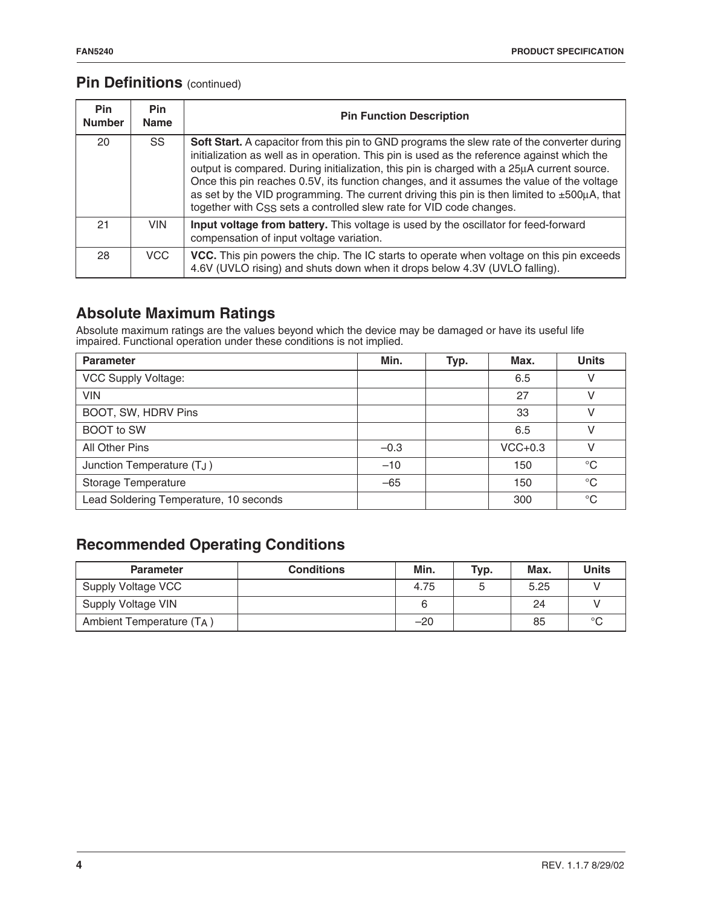## Pin Definitions (continued)

| Pin Number | Pin Name | Pin Function Description |
|---|---|---|
| 20 | SS | **Soft Start.** A capacitor from this pin to GND programs the slew rate of the converter during initialization as well as in operation. This pin is used as the reference against which the output is compared. During initialization, this pin is charged with a 25µA current source. Once this pin reaches 0.5V, its function changes, and it assumes the value of the voltage as set by the VID programming. The current driving this pin is then limited to ±500µA, that together with $C_{SS}$ sets a controlled slew rate for VID code changes. |
| 21 | VIN | **Input voltage from battery.** This voltage is used by the oscillator for feed-forward compensation of input voltage variation. |
| 28 | VCC | **VCC.** This pin powers the chip. The IC starts to operate when voltage on this pin exceeds 4.6V (UVLO rising) and shuts down when it drops below 4.3V (UVLO falling). |

## Absolute Maximum Ratings

Absolute maximum ratings are the values beyond which the device may be damaged or have its useful life impaired. Functional operation under these conditions is not implied.

| Parameter | Min. | Typ. | Max. | Units |
|---|---|---|---|---|
| VCC Supply Voltage: | | | 6.5 | V |
| VIN | | | 27 | V |
| BOOT, SW, HDRV Pins | | | 33 | V |
| BOOT to SW | | | 6.5 | V |
| All Other Pins | –0.3 | | VCC+0.3 | V |
| Junction Temperature ($T_J$) | –10 | | 150 | °C |
| Storage Temperature | –65 | | 150 | °C |
| Lead Soldering Temperature, 10 seconds | | | 300 | °C |

## Recommended Operating Conditions

| Parameter | Conditions | Min. | Typ. | Max. | Units |
|---|---|---|---|---|---|
| Supply Voltage VCC | | 4.75 | 5 | 5.25 | V |
| Supply Voltage VIN | | 6 | | 24 | V |
| Ambient Temperature ($T_A$) | | –20 | | 85 | °C |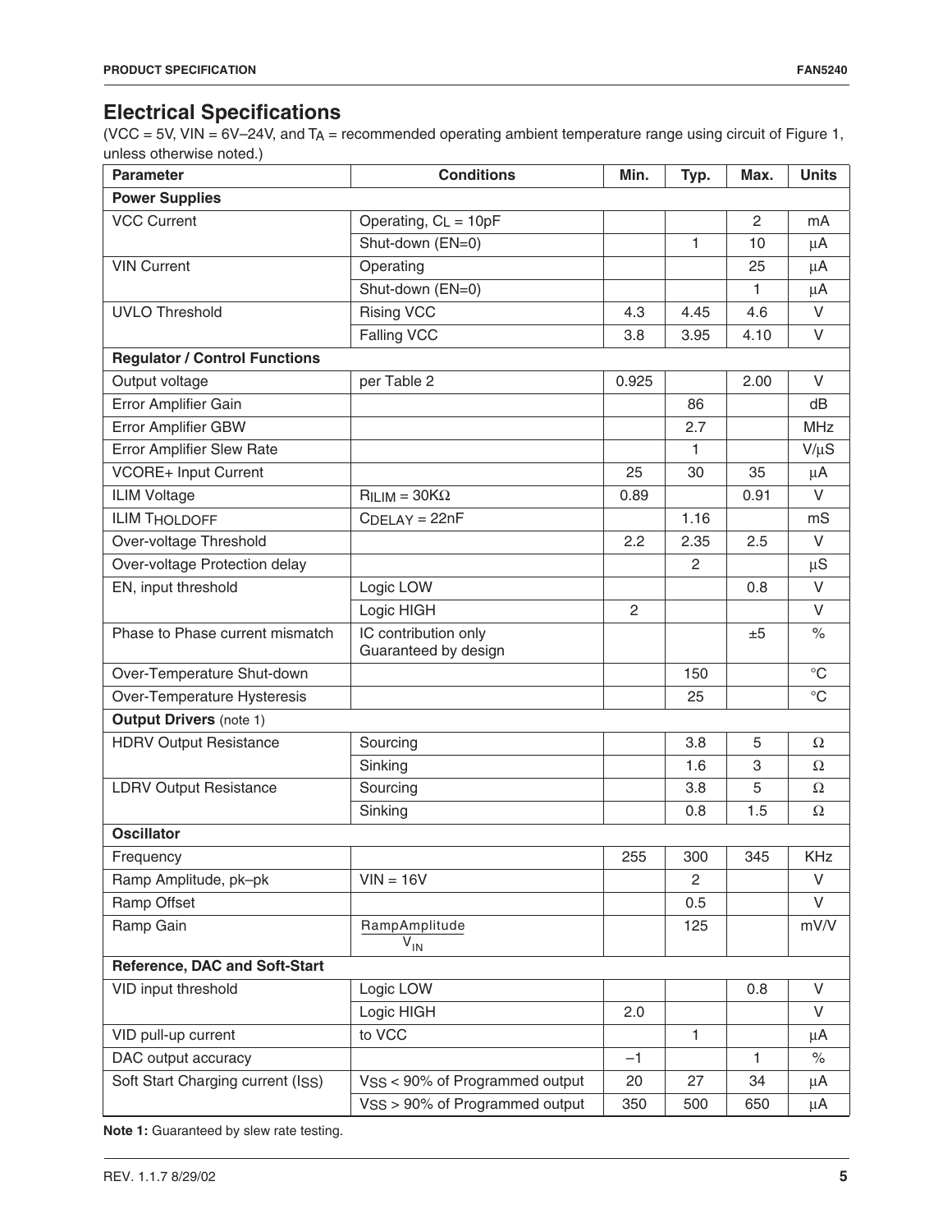## Electrical Specifications

(VCC = 5V, VIN = 6V–24V, and $T_A$ = recommended operating ambient temperature range using circuit of Figure 1, unless otherwise noted.)

| Parameter | Conditions | Min. | Typ. | Max. | Units |
|---|---|---|---|---|---|
| **Power Supplies** | | | | | |
| VCC Current | Operating, $C_L$ = 10pF | | | 2 | mA |
| | Shut-down (EN=0) | | 1 | 10 | µA |
| VIN Current | Operating | | | 25 | µA |
| | Shut-down (EN=0) | | | 1 | µA |
| UVLO Threshold | Rising VCC | 4.3 | 4.45 | 4.6 | V |
| | Falling VCC | 3.8 | 3.95 | 4.10 | V |
| **Regulator / Control Functions** | | | | | |
| Output voltage | per Table 2 | 0.925 | | 2.00 | V |
| Error Amplifier Gain | | | 86 | | dB |
| Error Amplifier GBW | | | 2.7 | | MHz |
| Error Amplifier Slew Rate | | | 1 | | V/µS |
| VCORE+ Input Current | | 25 | 30 | 35 | µA |
| ILIM Voltage | $R_{ILIM}$ = 30KΩ | 0.89 | | 0.91 | V |
| ILIM $T_{HOLDOFF}$ | $C_{DELAY}$ = 22nF | | 1.16 | | mS |
| Over-voltage Threshold | | 2.2 | 2.35 | 2.5 | V |
| Over-voltage Protection delay | | | 2 | | µS |
| EN, input threshold | Logic LOW | | | 0.8 | V |
| | Logic HIGH | 2 | | | V |
| Phase to Phase current mismatch | IC contribution only Guaranteed by design | | | ±5 | % |
| Over-Temperature Shut-down | | | 150 | | °C |
| Over-Temperature Hysteresis | | | 25 | | °C |
| **Output Drivers** (note 1) | | | | | |
| HDRV Output Resistance | Sourcing | | 3.8 | 5 | Ω |
| | Sinking | | 1.6 | 3 | Ω |
| LDRV Output Resistance | Sourcing | | 3.8 | 5 | Ω |
| | Sinking | | 0.8 | 1.5 | Ω |
| **Oscillator** | | | | | |
| Frequency | | 255 | 300 | 345 | KHz |
| Ramp Amplitude, pk–pk | VIN = 16V | | 2 | | V |
| Ramp Offset | | | 0.5 | | V |
| Ramp Gain | $\frac{\text{RampAmplitude}}{V_{IN}}$ | | 125 | | mV/V |
| **Reference, DAC and Soft-Start** | | | | | |
| VID input threshold | Logic LOW | | | 0.8 | V |
| | Logic HIGH | 2.0 | | | V |
| VID pull-up current | to VCC | | 1 | | µA |
| DAC output accuracy | | –1 | | 1 | % |
| Soft Start Charging current ($I_{SS}$) | $V_{SS}$ < 90% of Programmed output | 20 | 27 | 34 | µA |
| | $V_{SS}$ > 90% of Programmed output | 350 | 500 | 650 | µA |

**Note 1:** Guaranteed by slew rate testing.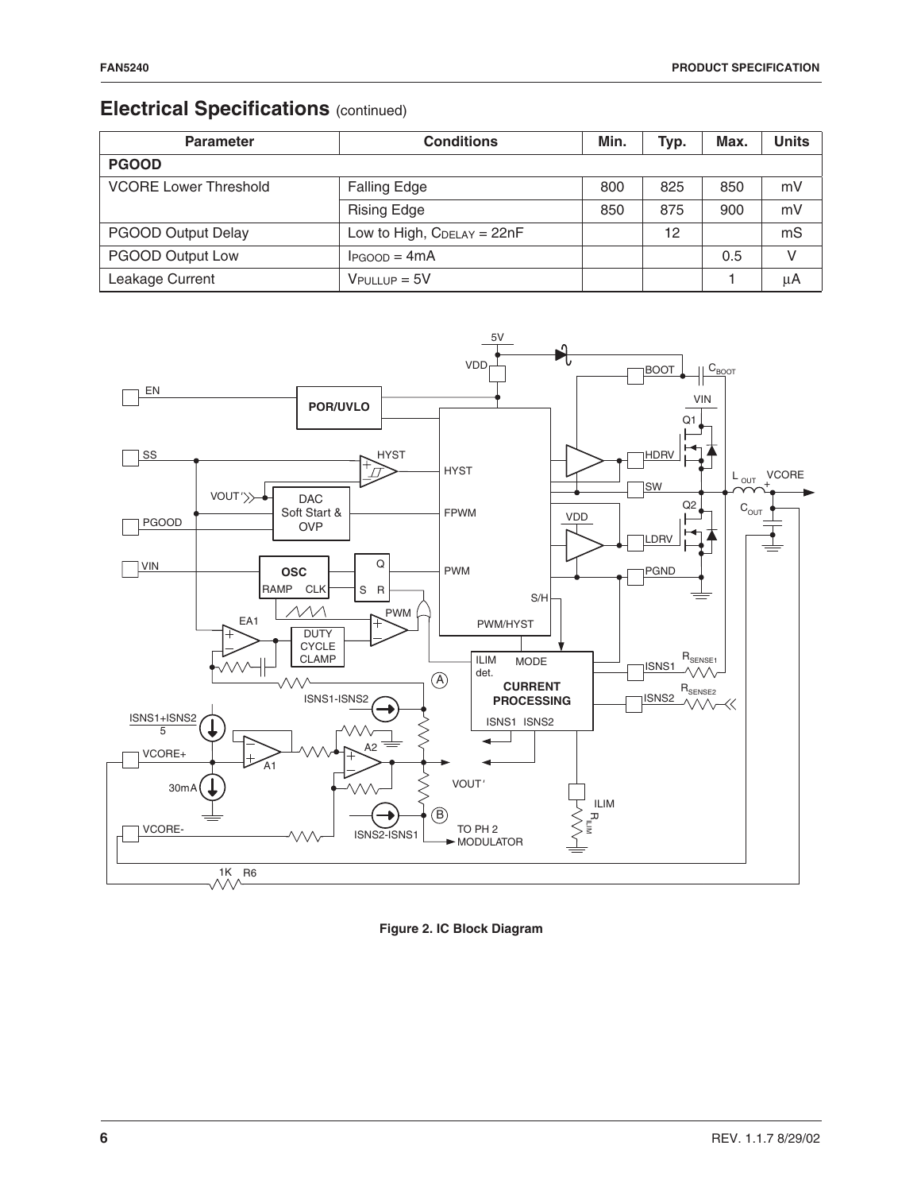## Electrical Specifications (continued)

| Parameter | Conditions | Min. | Typ. | Max. | Units |
|---|---|---|---|---|---|
| **PGOOD** | | | | | |
| VCORE Lower Threshold | Falling Edge | 800 | 825 | 850 | mV |
| | Rising Edge | 850 | 875 | 900 | mV |
| PGOOD Output Delay | Low to High, $C_{DELAY}$ = 22nF | | 12 | | mS |
| PGOOD Output Low | $I_{PGOOD}$ = 4mA | | | 0.5 | V |
| Leakage Current | $V_{PULLUP}$ = 5V | | | 1 | μA |

**Figure 2. IC Block Diagram**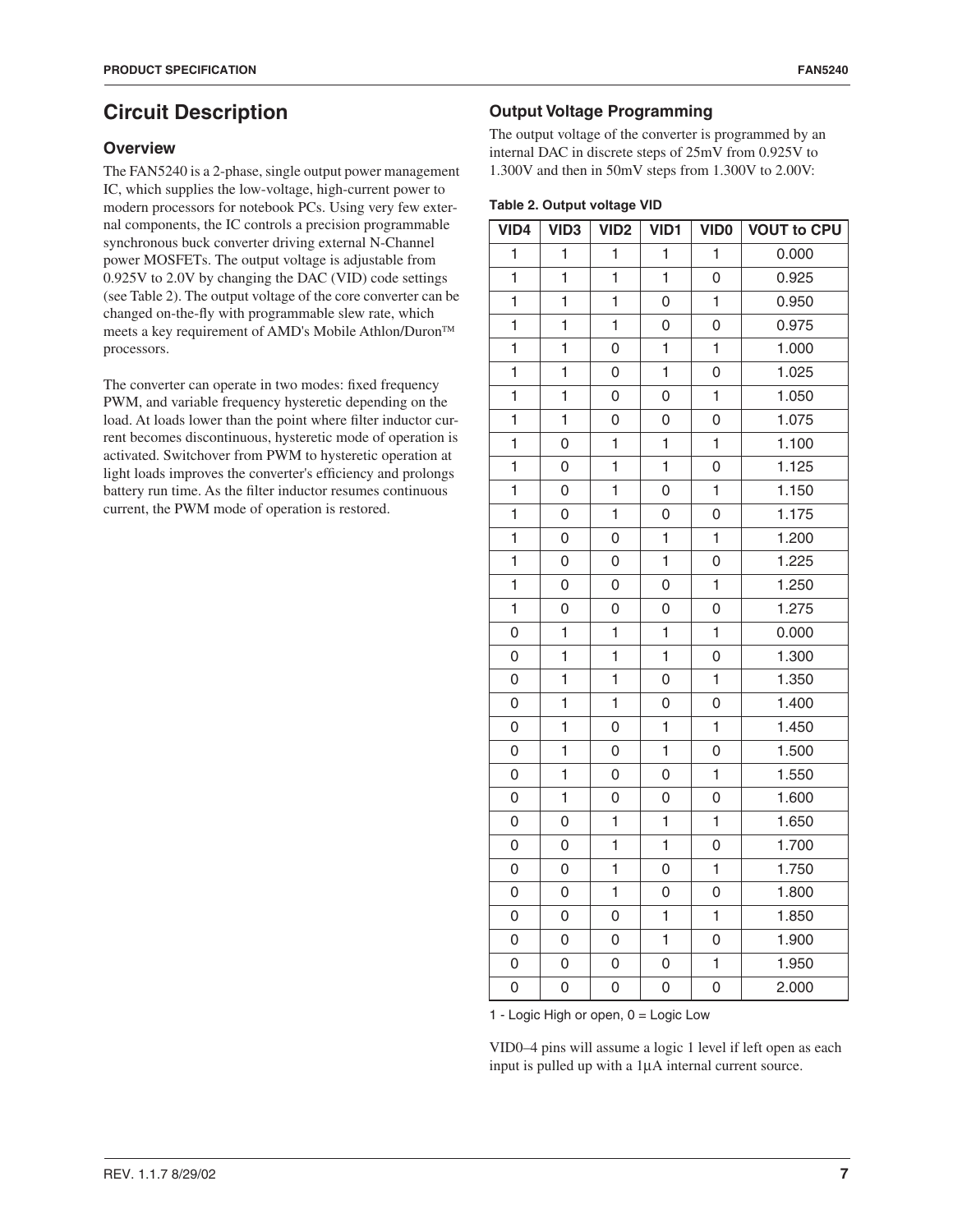## Circuit Description

### Overview

The FAN5240 is a 2-phase, single output power management IC, which supplies the low-voltage, high-current power to modern processors for notebook PCs. Using very few external components, the IC controls a precision programmable synchronous buck converter driving external N-Channel power MOSFETs. The output voltage is adjustable from 0.925V to 2.0V by changing the DAC (VID) code settings (see Table 2). The output voltage of the core converter can be changed on-the-fly with programmable slew rate, which meets a key requirement of AMD's Mobile Athlon/Duron™ processors.

The converter can operate in two modes: fixed frequency PWM, and variable frequency hysteretic depending on the load. At loads lower than the point where filter inductor current becomes discontinuous, hysteretic mode of operation is activated. Switchover from PWM to hysteretic operation at light loads improves the converter's efficiency and prolongs battery run time. As the filter inductor resumes continuous current, the PWM mode of operation is restored.

### Output Voltage Programming

The output voltage of the converter is programmed by an internal DAC in discrete steps of 25mV from 0.925V to 1.300V and then in 50mV steps from 1.300V to 2.00V:

**Table 2. Output voltage VID**

| VID4 | VID3 | VID2 | VID1 | VID0 | VOUT to CPU |
|---|---|---|---|---|---|
| 1 | 1 | 1 | 1 | 1 | 0.000 |
| 1 | 1 | 1 | 1 | 0 | 0.925 |
| 1 | 1 | 1 | 0 | 1 | 0.950 |
| 1 | 1 | 1 | 0 | 0 | 0.975 |
| 1 | 1 | 0 | 1 | 1 | 1.000 |
| 1 | 1 | 0 | 1 | 0 | 1.025 |
| 1 | 1 | 0 | 0 | 1 | 1.050 |
| 1 | 1 | 0 | 0 | 0 | 1.075 |
| 1 | 0 | 1 | 1 | 1 | 1.100 |
| 1 | 0 | 1 | 1 | 0 | 1.125 |
| 1 | 0 | 1 | 0 | 1 | 1.150 |
| 1 | 0 | 1 | 0 | 0 | 1.175 |
| 1 | 0 | 0 | 1 | 1 | 1.200 |
| 1 | 0 | 0 | 1 | 0 | 1.225 |
| 1 | 0 | 0 | 0 | 1 | 1.250 |
| 1 | 0 | 0 | 0 | 0 | 1.275 |
| 0 | 1 | 1 | 1 | 1 | 0.000 |
| 0 | 1 | 1 | 1 | 0 | 1.300 |
| 0 | 1 | 1 | 0 | 1 | 1.350 |
| 0 | 1 | 1 | 0 | 0 | 1.400 |
| 0 | 1 | 0 | 1 | 1 | 1.450 |
| 0 | 1 | 0 | 1 | 0 | 1.500 |
| 0 | 1 | 0 | 0 | 1 | 1.550 |
| 0 | 1 | 0 | 0 | 0 | 1.600 |
| 0 | 0 | 1 | 1 | 1 | 1.650 |
| 0 | 0 | 1 | 1 | 0 | 1.700 |
| 0 | 0 | 1 | 0 | 1 | 1.750 |
| 0 | 0 | 1 | 0 | 0 | 1.800 |
| 0 | 0 | 0 | 1 | 1 | 1.850 |
| 0 | 0 | 0 | 1 | 0 | 1.900 |
| 0 | 0 | 0 | 0 | 1 | 1.950 |
| 0 | 0 | 0 | 0 | 0 | 2.000 |

1 - Logic High or open, 0 = Logic Low

VID0–4 pins will assume a logic 1 level if left open as each input is pulled up with a 1µA internal current source.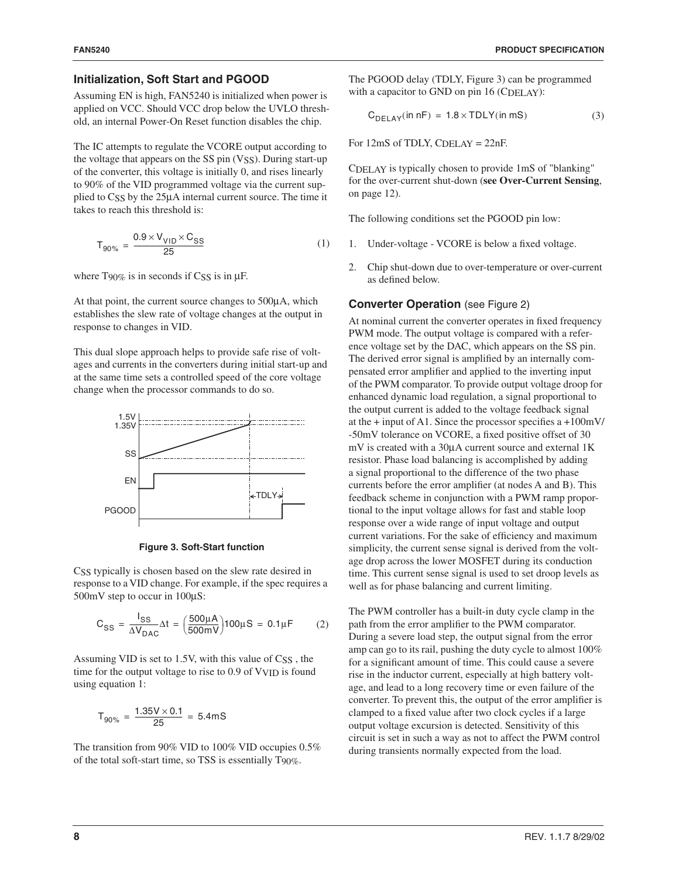### Initialization, Soft Start and PGOOD

Assuming EN is high, FAN5240 is initialized when power is applied on VCC. Should VCC drop below the UVLO threshold, an internal Power-On Reset function disables the chip.

The IC attempts to regulate the VCORE output according to the voltage that appears on the SS pin ($V_{SS}$). During start-up of the converter, this voltage is initially 0, and rises linearly to 90% of the VID programmed voltage via the current supplied to $C_{SS}$ by the 25µA internal current source. The time it takes to reach this threshold is:

$$T_{90\%} = \frac{0.9 \times V_{VID} \times C_{SS}}{25} \tag{1}$$

where $T_{90\%}$ is in seconds if $C_{SS}$ is in µF.

At that point, the current source changes to 500µA, which establishes the slew rate of voltage changes at the output in response to changes in VID.

This dual slope approach helps to provide safe rise of voltages and currents in the converters during initial start-up and at the same time sets a controlled speed of the core voltage change when the processor commands to do so.

**Figure 3. Soft-Start function**

$C_{SS}$ typically is chosen based on the slew rate desired in response to a VID change. For example, if the spec requires a 500mV step to occur in 100µS:

$$C_{SS} = \frac{I_{SS}}{\Delta V_{DAC}}\Delta t = \left(\frac{500\mu A}{500mV}\right)100\mu S = 0.1\mu F \tag{2}$$

Assuming VID is set to 1.5V, with this value of $C_{SS}$, the time for the output voltage to rise to 0.9 of $V_{VID}$ is found using equation 1:

$$T_{90\%} = \frac{1.35V \times 0.1}{25} = 5.4mS$$

The transition from 90% VID to 100% VID occupies 0.5% of the total soft-start time, so TSS is essentially $T_{90\%}$.

The PGOOD delay (TDLY, Figure 3) can be programmed with a capacitor to GND on pin 16 ($C_{DELAY}$):

$$C_{DELAY}(\text{in nF}) = 1.8 \times TDLY(\text{in mS}) \tag{3}$$

For 12mS of TDLY, $C_{DELAY}$ = 22nF.

$C_{DELAY}$ is typically chosen to provide 1mS of "blanking" for the over-current shut-down (**see Over-Current Sensing**, on page 12).

The following conditions set the PGOOD pin low:

1. Under-voltage - VCORE is below a fixed voltage.
2. Chip shut-down due to over-temperature or over-current as defined below.

### Converter Operation (see Figure 2)

At nominal current the converter operates in fixed frequency PWM mode. The output voltage is compared with a reference voltage set by the DAC, which appears on the SS pin. The derived error signal is amplified by an internally compensated error amplifier and applied to the inverting input of the PWM comparator. To provide output voltage droop for enhanced dynamic load regulation, a signal proportional to the output current is added to the voltage feedback signal at the + input of A1. Since the processor specifies a +100mV/ -50mV tolerance on VCORE, a fixed positive offset of 30 mV is created with a 30µA current source and external 1K resistor. Phase load balancing is accomplished by adding a signal proportional to the difference of the two phase currents before the error amplifier (at nodes A and B). This feedback scheme in conjunction with a PWM ramp proportional to the input voltage allows for fast and stable loop response over a wide range of input voltage and output current variations. For the sake of efficiency and maximum simplicity, the current sense signal is derived from the voltage drop across the lower MOSFET during its conduction time. This current sense signal is used to set droop levels as well as for phase balancing and current limiting.

The PWM controller has a built-in duty cycle clamp in the path from the error amplifier to the PWM comparator. During a severe load step, the output signal from the error amp can go to its rail, pushing the duty cycle to almost 100% for a significant amount of time. This could cause a severe rise in the inductor current, especially at high battery voltage, and lead to a long recovery time or even failure of the converter. To prevent this, the output of the error amplifier is clamped to a fixed value after two clock cycles if a large output voltage excursion is detected. Sensitivity of this circuit is set in such a way as not to affect the PWM control during transients normally expected from the load.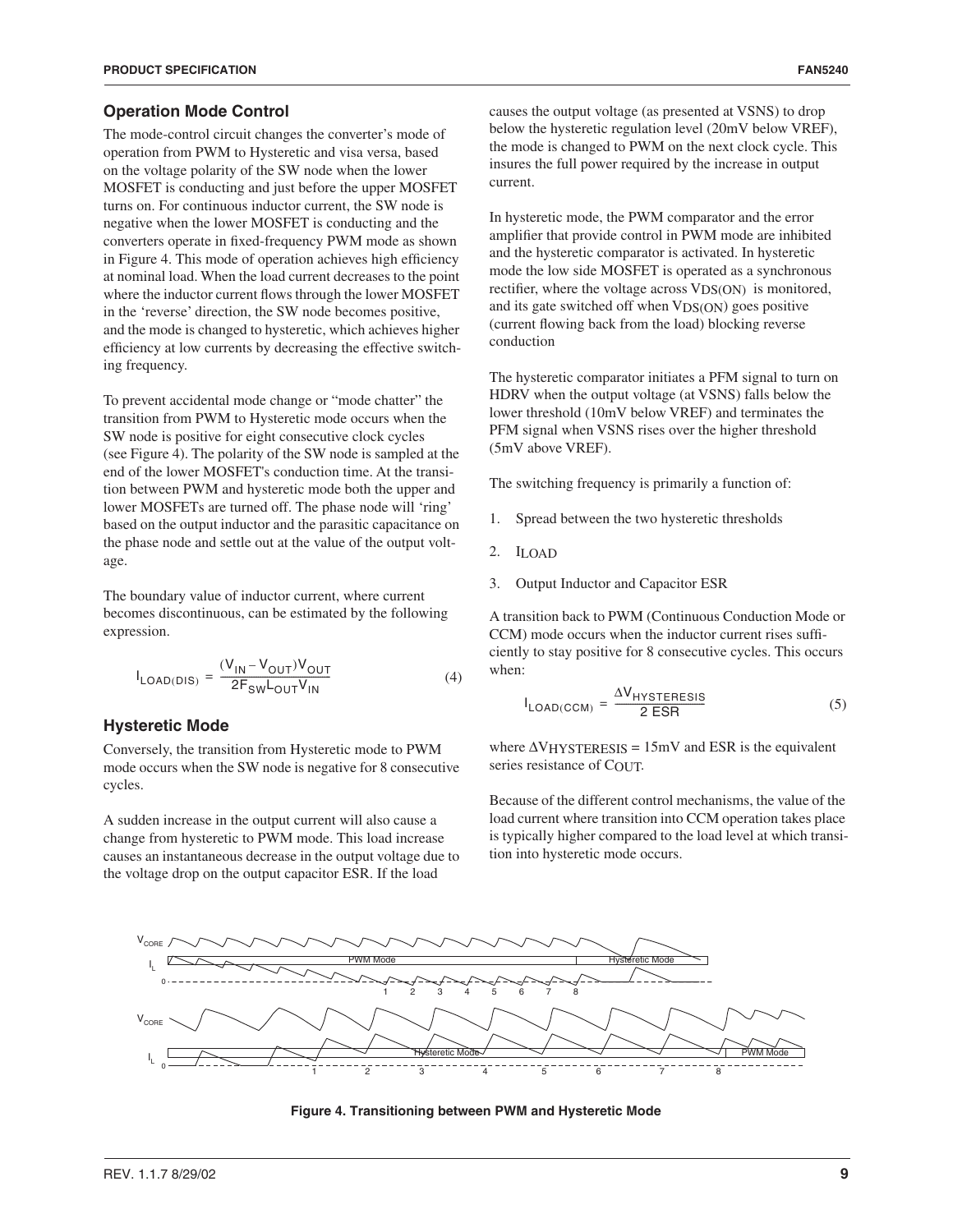## Operation Mode Control

The mode-control circuit changes the converter's mode of operation from PWM to Hysteretic and visa versa, based on the voltage polarity of the SW node when the lower MOSFET is conducting and just before the upper MOSFET turns on. For continuous inductor current, the SW node is negative when the lower MOSFET is conducting and the converters operate in fixed-frequency PWM mode as shown in Figure 4. This mode of operation achieves high efficiency at nominal load. When the load current decreases to the point where the inductor current flows through the lower MOSFET in the 'reverse' direction, the SW node becomes positive, and the mode is changed to hysteretic, which achieves higher efficiency at low currents by decreasing the effective switching frequency.

To prevent accidental mode change or "mode chatter" the transition from PWM to Hysteretic mode occurs when the SW node is positive for eight consecutive clock cycles (see Figure 4). The polarity of the SW node is sampled at the end of the lower MOSFET's conduction time. At the transition between PWM and hysteretic mode both the upper and lower MOSFETs are turned off. The phase node will 'ring' based on the output inductor and the parasitic capacitance on the phase node and settle out at the value of the output voltage.

The boundary value of inductor current, where current becomes discontinuous, can be estimated by the following expression.

$$I_{LOAD(DIS)} = \frac{(V_{IN} - V_{OUT})V_{OUT}}{2F_{SW}L_{OUT}V_{IN}} \tag{4}$$

## Hysteretic Mode

Conversely, the transition from Hysteretic mode to PWM mode occurs when the SW node is negative for 8 consecutive cycles.

A sudden increase in the output current will also cause a change from hysteretic to PWM mode. This load increase causes an instantaneous decrease in the output voltage due to the voltage drop on the output capacitor ESR. If the load causes the output voltage (as presented at VSNS) to drop below the hysteretic regulation level (20mV below VREF), the mode is changed to PWM on the next clock cycle. This insures the full power required by the increase in output current.

In hysteretic mode, the PWM comparator and the error amplifier that provide control in PWM mode are inhibited and the hysteretic comparator is activated. In hysteretic mode the low side MOSFET is operated as a synchronous rectifier, where the voltage across $V_{DS(ON)}$ is monitored, and its gate switched off when $V_{DS(ON)}$ goes positive (current flowing back from the load) blocking reverse conduction

The hysteretic comparator initiates a PFM signal to turn on HDRV when the output voltage (at VSNS) falls below the lower threshold (10mV below VREF) and terminates the PFM signal when VSNS rises over the higher threshold (5mV above VREF).

The switching frequency is primarily a function of:

1. Spread between the two hysteretic thresholds
2. $I_{LOAD}$
3. Output Inductor and Capacitor ESR

A transition back to PWM (Continuous Conduction Mode or CCM) mode occurs when the inductor current rises sufficiently to stay positive for 8 consecutive cycles. This occurs when:

$$I_{LOAD(CCM)} = \frac{\Delta V_{HYSTERESIS}}{2\ ESR} \tag{5}$$

where $\Delta V_{HYSTERESIS}$ = 15mV and ESR is the equivalent series resistance of $C_{OUT}$.

Because of the different control mechanisms, the value of the load current where transition into CCM operation takes place is typically higher compared to the load level at which transition into hysteretic mode occurs.

**Figure 4. Transitioning between PWM and Hysteretic Mode**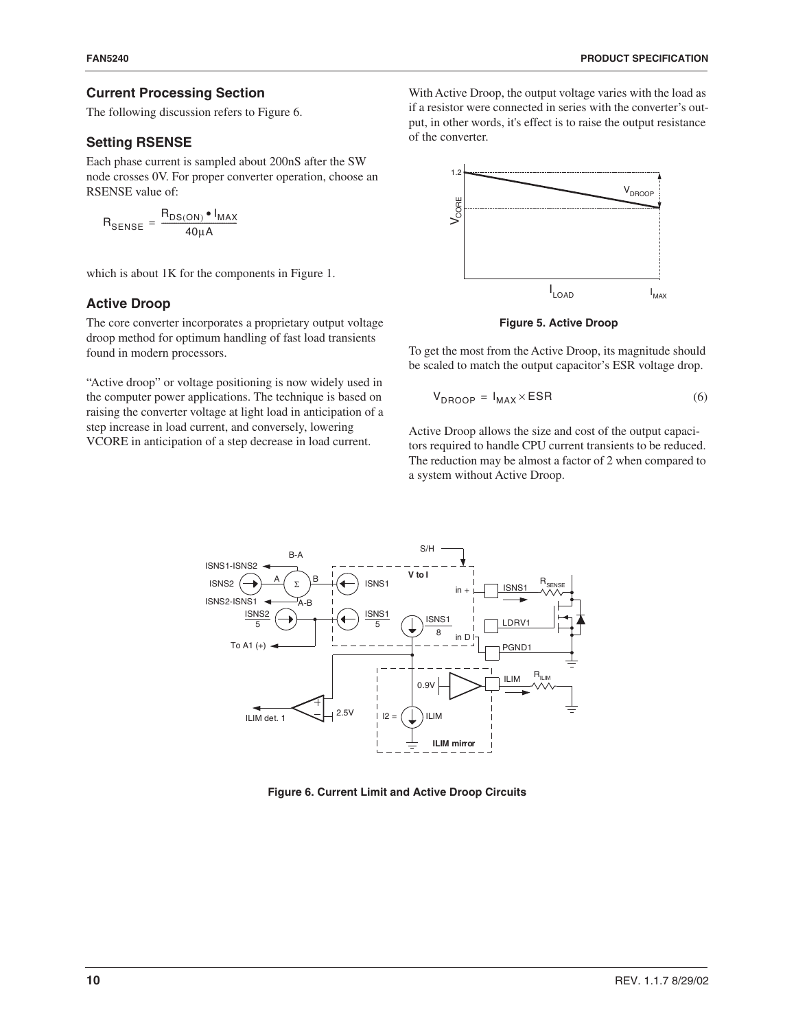## Current Processing Section

The following discussion refers to Figure 6.

## Setting RSENSE

Each phase current is sampled about 200nS after the SW node crosses 0V. For proper converter operation, choose an RSENSE value of:

$$R_{SENSE} = \frac{R_{DS(ON)} \bullet I_{MAX}}{40\mu A}$$

which is about 1K for the components in Figure 1.

## Active Droop

The core converter incorporates a proprietary output voltage droop method for optimum handling of fast load transients found in modern processors.

"Active droop" or voltage positioning is now widely used in the computer power applications. The technique is based on raising the converter voltage at light load in anticipation of a step increase in load current, and conversely, lowering VCORE in anticipation of a step decrease in load current.

With Active Droop, the output voltage varies with the load as if a resistor were connected in series with the converter's output, in other words, it's effect is to raise the output resistance of the converter.

**Figure 5. Active Droop**

To get the most from the Active Droop, its magnitude should be scaled to match the output capacitor's ESR voltage drop.

$$V_{DROOP} = I_{MAX} \times ESR \tag{6}$$

Active Droop allows the size and cost of the output capacitors required to handle CPU current transients to be reduced. The reduction may be almost a factor of 2 when compared to a system without Active Droop.

**Figure 6. Current Limit and Active Droop Circuits**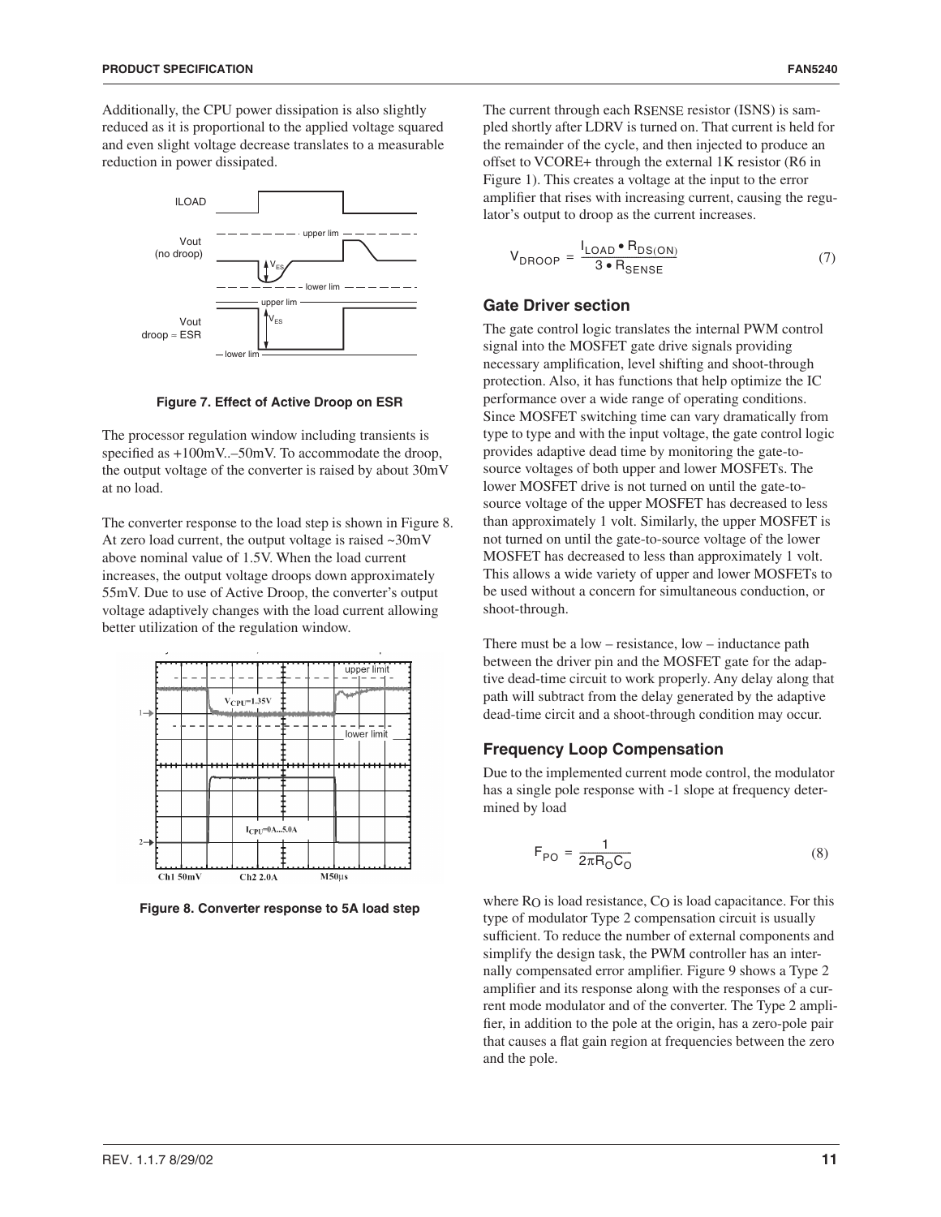Additionally, the CPU power dissipation is also slightly reduced as it is proportional to the applied voltage squared and even slight voltage decrease translates to a measurable reduction in power dissipated.

**Figure 7. Effect of Active Droop on ESR**

The processor regulation window including transients is specified as +100mV..–50mV. To accommodate the droop, the output voltage of the converter is raised by about 30mV at no load.

The converter response to the load step is shown in Figure 8. At zero load current, the output voltage is raised ~30mV above nominal value of 1.5V. When the load current increases, the output voltage droops down approximately 55mV. Due to use of Active Droop, the converter's output voltage adaptively changes with the load current allowing better utilization of the regulation window.

**Figure 8. Converter response to 5A load step**

The current through each RSENSE resistor (ISNS) is sampled shortly after LDRV is turned on. That current is held for the remainder of the cycle, and then injected to produce an offset to VCORE+ through the external 1K resistor (R6 in Figure 1). This creates a voltage at the input to the error amplifier that rises with increasing current, causing the regulator's output to droop as the current increases.

$$V_{DROOP} = \frac{I_{LOAD} \bullet R_{DS(ON)}}{3 \bullet R_{SENSE}} \quad (7)$$

## Gate Driver section

The gate control logic translates the internal PWM control signal into the MOSFET gate drive signals providing necessary amplification, level shifting and shoot-through protection. Also, it has functions that help optimize the IC performance over a wide range of operating conditions. Since MOSFET switching time can vary dramatically from type to type and with the input voltage, the gate control logic provides adaptive dead time by monitoring the gate-to-source voltages of both upper and lower MOSFETs. The lower MOSFET drive is not turned on until the gate-to-source voltage of the upper MOSFET has decreased to less than approximately 1 volt. Similarly, the upper MOSFET is not turned on until the gate-to-source voltage of the lower MOSFET has decreased to less than approximately 1 volt. This allows a wide variety of upper and lower MOSFETs to be used without a concern for simultaneous conduction, or shoot-through.

There must be a low – resistance, low – inductance path between the driver pin and the MOSFET gate for the adaptive dead-time circuit to work properly. Any delay along that path will subtract from the delay generated by the adaptive dead-time circit and a shoot-through condition may occur.

## Frequency Loop Compensation

Due to the implemented current mode control, the modulator has a single pole response with -1 slope at frequency determined by load

$$F_{PO} = \frac{1}{2\pi R_O C_O} \quad (8)$$

where $R_O$ is load resistance, $C_O$ is load capacitance. For this type of modulator Type 2 compensation circuit is usually sufficient. To reduce the number of external components and simplify the design task, the PWM controller has an internally compensated error amplifier. Figure 9 shows a Type 2 amplifier and its response along with the responses of a current mode modulator and of the converter. The Type 2 amplifier, in addition to the pole at the origin, has a zero-pole pair that causes a flat gain region at frequencies between the zero and the pole.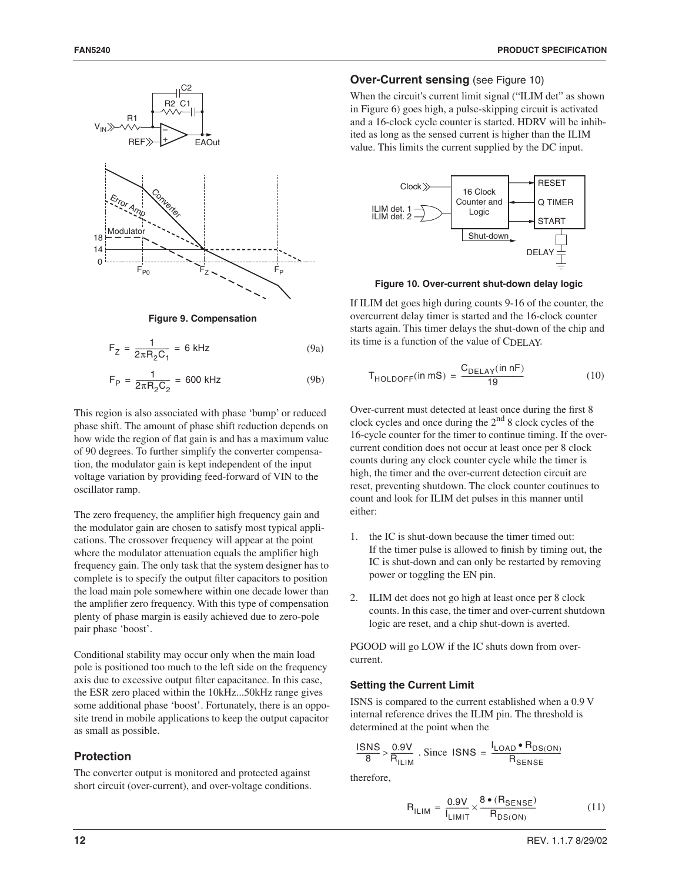**Figure 9. Compensation**

$$F_Z = \frac{1}{2\pi R_2 C_1} = 6\text{ kHz} \tag{9a}$$

$$F_P = \frac{1}{2\pi R_2 C_2} = 600\text{ kHz} \tag{9b}$$

This region is also associated with phase 'bump' or reduced phase shift. The amount of phase shift reduction depends on how wide the region of flat gain is and has a maximum value of 90 degrees. To further simplify the converter compensation, the modulator gain is kept independent of the input voltage variation by providing feed-forward of VIN to the oscillator ramp.

The zero frequency, the amplifier high frequency gain and the modulator gain are chosen to satisfy most typical applications. The crossover frequency will appear at the point where the modulator attenuation equals the amplifier high frequency gain. The only task that the system designer has to complete is to specify the output filter capacitors to position the load main pole somewhere within one decade lower than the amplifier zero frequency. With this type of compensation plenty of phase margin is easily achieved due to zero-pole pair phase 'boost'.

Conditional stability may occur only when the main load pole is positioned too much to the left side on the frequency axis due to excessive output filter capacitance. In this case, the ESR zero placed within the 10kHz...50kHz range gives some additional phase 'boost'. Fortunately, there is an opposite trend in mobile applications to keep the output capacitor as small as possible.

## Protection

The converter output is monitored and protected against short circuit (over-current), and over-voltage conditions.

### Over-Current sensing (see Figure 10)

When the circuit's current limit signal ("ILIM det" as shown in Figure 6) goes high, a pulse-skipping circuit is activated and a 16-clock cycle counter is started. HDRV will be inhibited as long as the sensed current is higher than the ILIM value. This limits the current supplied by the DC input.

**Figure 10. Over-current shut-down delay logic**

If ILIM det goes high during counts 9-16 of the counter, the overcurrent delay timer is started and the 16-clock counter starts again. This timer delays the shut-down of the chip and its time is a function of the value of $C_{DELAY}$.

$$T_{HOLDOFF}(\text{in mS}) = \frac{C_{DELAY}(\text{in nF})}{19} \tag{10}$$

Over-current must detected at least once during the first 8 clock cycles and once during the 2nd 8 clock cycles of the 16-cycle counter for the timer to continue timing. If the over-current condition does not occur at least once per 8 clock counts during any clock counter cycle while the timer is high, the timer and the over-current detection circuit are reset, preventing shutdown. The clock counter coutinues to count and look for ILIM det pulses in this manner until either:

1. the IC is shut-down because the timer timed out: If the timer pulse is allowed to finish by timing out, the IC is shut-down and can only be restarted by removing power or toggling the EN pin.
2. ILIM det does not go high at least once per 8 clock counts. In this case, the timer and over-current shutdown logic are reset, and a chip shut-down is averted.

PGOOD will go LOW if the IC shuts down from over-current.

### Setting the Current Limit

ISNS is compared to the current established when a 0.9 V internal reference drives the ILIM pin. The threshold is determined at the point when the

$\frac{ISNS}{8} > \frac{0.9V}{R_{ILIM}}$. Since $ISNS = \frac{I_{LOAD} \bullet R_{DS(ON)}}{R_{SENSE}}$

therefore,

$$R_{ILIM} = \frac{0.9V}{I_{LIMIT}} \times \frac{8 \bullet (R_{SENSE})}{R_{DS(ON)}} \tag{11}$$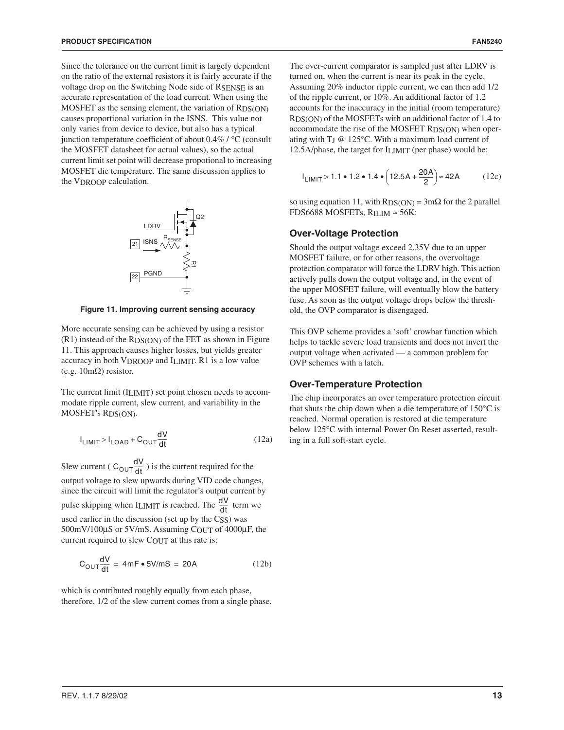Since the tolerance on the current limit is largely dependent on the ratio of the external resistors it is fairly accurate if the voltage drop on the Switching Node side of $R_{SENSE}$ is an accurate representation of the load current. When using the MOSFET as the sensing element, the variation of $R_{DS(ON)}$ causes proportional variation in the ISNS. This value not only varies from device to device, but also has a typical junction temperature coefficient of about 0.4% / °C (consult the MOSFET datasheet for actual values), so the actual current limit set point will decrease propotional to increasing MOSFET die temperature. The same discussion applies to the $V_{DROOP}$ calculation.

**Figure 11. Improving current sensing accuracy**

More accurate sensing can be achieved by using a resistor (R1) instead of the $R_{DS(ON)}$ of the FET as shown in Figure 11. This approach causes higher losses, but yields greater accuracy in both $V_{DROOP}$ and $I_{LIMIT}$. R1 is a low value (e.g. 10mΩ) resistor.

The current limit ($I_{LIMIT}$) set point chosen needs to accommodate ripple current, slew current, and variability in the MOSFET's $R_{DS(ON)}$.

$$I_{LIMIT} > I_{LOAD} + C_{OUT}\frac{dV}{dt} \qquad (12a)$$

Slew current ( $C_{OUT}\frac{dV}{dt}$ ) is the current required for the output voltage to slew upwards during VID code changes, since the circuit will limit the regulator's output current by pulse skipping when $I_{LIMIT}$ is reached. The $\frac{dV}{dt}$ term we used earlier in the discussion (set up by the $C_{SS}$) was 500mV/100µS or 5V/mS. Assuming $C_{OUT}$ of 4000µF, the current required to slew $C_{OUT}$ at this rate is:

$$C_{OUT}\frac{dV}{dt} = 4\text{mF} \bullet 5\text{V/mS} = 20\text{A} \qquad (12b)$$

which is contributed roughly equally from each phase, therefore, 1/2 of the slew current comes from a single phase.

The over-current comparator is sampled just after LDRV is turned on, when the current is near its peak in the cycle. Assuming 20% inductor ripple current, we can then add 1/2 of the ripple current, or 10%. An additional factor of 1.2 accounts for the inaccuracy in the initial (room temperature) $R_{DS(ON)}$ of the MOSFETs with an additional factor of 1.4 to accommodate the rise of the MOSFET $R_{DS(ON)}$ when operating with $T_J$ @ 125°C. With a maximum load current of 12.5A/phase, the target for $I_{LIMIT}$ (per phase) would be:

$$I_{LIMIT} > 1.1 \bullet 1.2 \bullet 1.4 \bullet \left(12.5\text{A} + \frac{20\text{A}}{2}\right) \approx 42\text{A} \qquad (12c)$$

so using equation 11, with $R_{DS(ON)} = 3\text{m}\Omega$ for the 2 parallel FDS6688 MOSFETs, $R_{ILIM} \approx 56\text{K}$:

## Over-Voltage Protection

Should the output voltage exceed 2.35V due to an upper MOSFET failure, or for other reasons, the overvoltage protection comparator will force the LDRV high. This action actively pulls down the output voltage and, in the event of the upper MOSFET failure, will eventually blow the battery fuse. As soon as the output voltage drops below the threshold, the OVP comparator is disengaged.

This OVP scheme provides a 'soft' crowbar function which helps to tackle severe load transients and does not invert the output voltage when activated — a common problem for OVP schemes with a latch.

## Over-Temperature Protection

The chip incorporates an over temperature protection circuit that shuts the chip down when a die temperature of 150°C is reached. Normal operation is restored at die temperature below 125°C with internal Power On Reset asserted, resulting in a full soft-start cycle.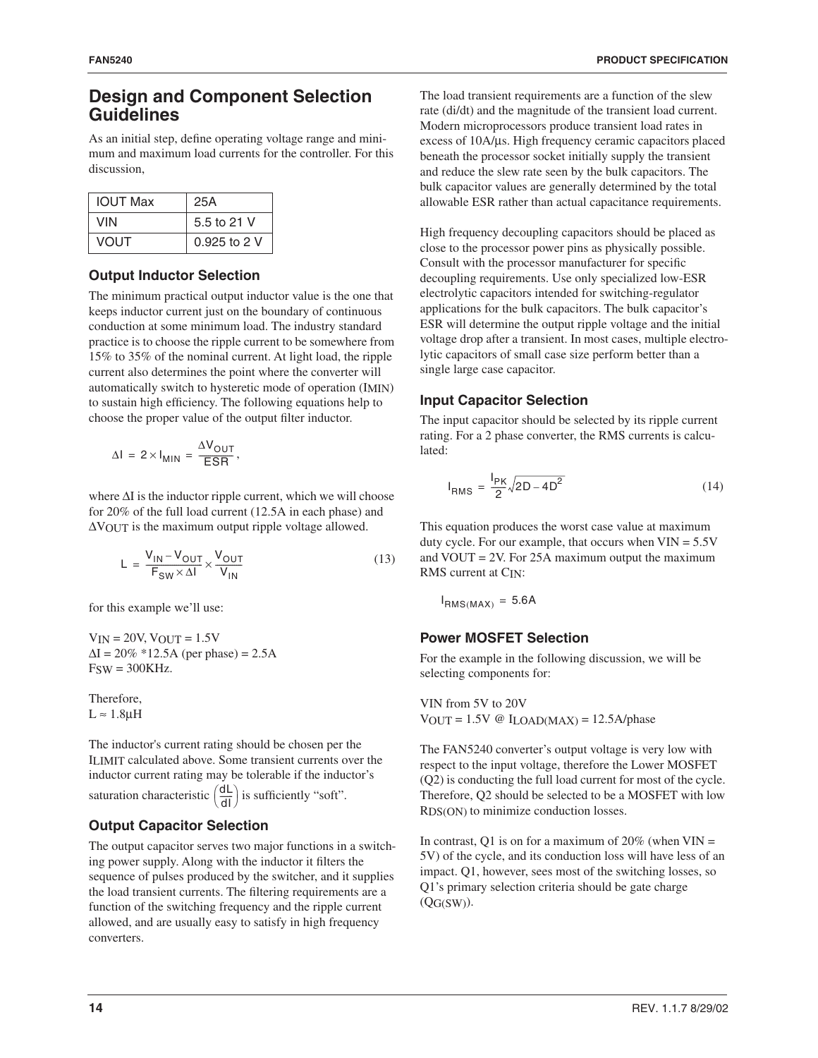## Design and Component Selection Guidelines

As an initial step, define operating voltage range and minimum and maximum load currents for the controller. For this discussion,

| IOUT Max | 25A |
|---|---|
| VIN | 5.5 to 21 V |
| VOUT | 0.925 to 2 V |

### Output Inductor Selection

The minimum practical output inductor value is the one that keeps inductor current just on the boundary of continuous conduction at some minimum load. The industry standard practice is to choose the ripple current to be somewhere from 15% to 35% of the nominal current. At light load, the ripple current also determines the point where the converter will automatically switch to hysteretic mode of operation ($I_{MIN}$) to sustain high efficiency. The following equations help to choose the proper value of the output filter inductor.

$$\Delta I = 2 \times I_{MIN} = \frac{\Delta V_{OUT}}{ESR},$$

where $\Delta I$ is the inductor ripple current, which we will choose for 20% of the full load current (12.5A in each phase) and $\Delta V_{OUT}$ is the maximum output ripple voltage allowed.

$$L = \frac{V_{IN} - V_{OUT}}{F_{SW} \times \Delta I} \times \frac{V_{OUT}}{V_{IN}} \tag{13}$$

for this example we'll use:

$V_{IN}$ = 20V, $V_{OUT}$ = 1.5V
$\Delta I$ = 20% *12.5A (per phase) = 2.5A
$F_{SW}$ = 300KHz.

Therefore,
$L \approx 1.8\mu H$

The inductor's current rating should be chosen per the $I_{LIMIT}$ calculated above. Some transient currents over the inductor current rating may be tolerable if the inductor's saturation characteristic $\left(\frac{dL}{dI}\right)$ is sufficiently "soft".

### Output Capacitor Selection

The output capacitor serves two major functions in a switching power supply. Along with the inductor it filters the sequence of pulses produced by the switcher, and it supplies the load transient currents. The filtering requirements are a function of the switching frequency and the ripple current allowed, and are usually easy to satisfy in high frequency converters.

The load transient requirements are a function of the slew rate (di/dt) and the magnitude of the transient load current. Modern microprocessors produce transient load rates in excess of 10A/µs. High frequency ceramic capacitors placed beneath the processor socket initially supply the transient and reduce the slew rate seen by the bulk capacitors. The bulk capacitor values are generally determined by the total allowable ESR rather than actual capacitance requirements.

High frequency decoupling capacitors should be placed as close to the processor power pins as physically possible. Consult with the processor manufacturer for specific decoupling requirements. Use only specialized low-ESR electrolytic capacitors intended for switching-regulator applications for the bulk capacitors. The bulk capacitor's ESR will determine the output ripple voltage and the initial voltage drop after a transient. In most cases, multiple electrolytic capacitors of small case size perform better than a single large case capacitor.

### Input Capacitor Selection

The input capacitor should be selected by its ripple current rating. For a 2 phase converter, the RMS currents is calculated:

$$I_{RMS} = \frac{I_{PK}}{2}\sqrt{2D - 4D^2} \tag{14}$$

This equation produces the worst case value at maximum duty cycle. For our example, that occurs when VIN = 5.5V and VOUT = 2V. For 25A maximum output the maximum RMS current at $C_{IN}$:

$$I_{RMS(MAX)} = 5.6A$$

### Power MOSFET Selection

For the example in the following discussion, we will be selecting components for:

VIN from 5V to 20V
$V_{OUT}$ = 1.5V @ $I_{LOAD(MAX)}$ = 12.5A/phase

The FAN5240 converter's output voltage is very low with respect to the input voltage, therefore the Lower MOSFET (Q2) is conducting the full load current for most of the cycle. Therefore, Q2 should be selected to be a MOSFET with low $R_{DS(ON)}$ to minimize conduction losses.

In contrast, Q1 is on for a maximum of 20% (when VIN = 5V) of the cycle, and its conduction loss will have less of an impact. Q1, however, sees most of the switching losses, so Q1's primary selection criteria should be gate charge ($Q_{G(SW)}$).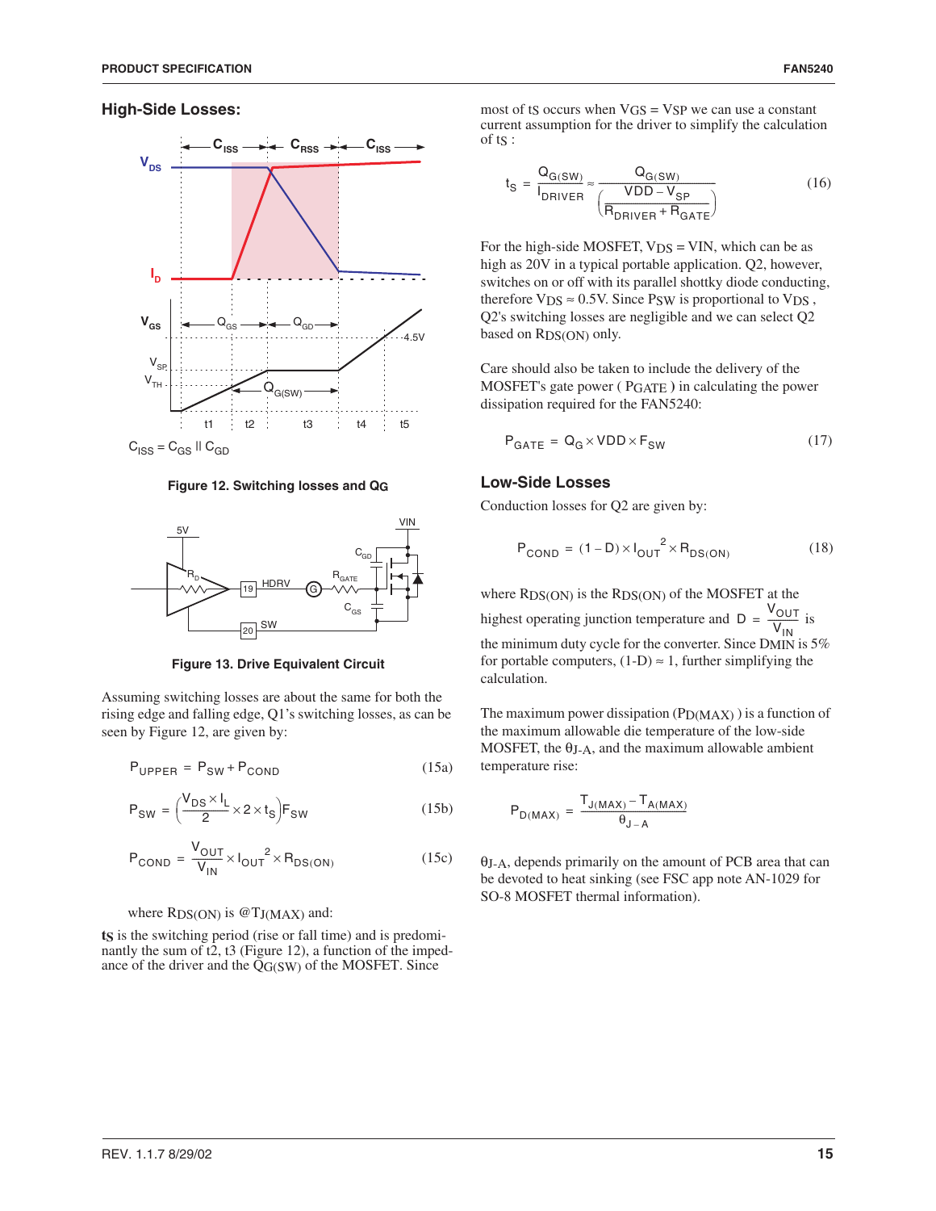## High-Side Losses:

$C_{ISS} = C_{GS} \parallel C_{GD}$

**Figure 12. Switching losses and QG**

**Figure 13. Drive Equivalent Circuit**

Assuming switching losses are about the same for both the rising edge and falling edge, Q1's switching losses, as can be seen by Figure 12, are given by:

$$P_{UPPER} = P_{SW} + P_{COND} \tag{15a}$$

$$P_{SW} = \left(\frac{V_{DS} \times I_L}{2} \times 2 \times t_S\right) F_{SW} \tag{15b}$$

$$P_{COND} = \frac{V_{OUT}}{V_{IN}} \times I_{OUT}^2 \times R_{DS(ON)} \tag{15c}$$

where $R_{DS(ON)}$ is $@T_{J(MAX)}$ and:

**$t_S$** is the switching period (rise or fall time) and is predominantly the sum of t2, t3 (Figure 12), a function of the impedance of the driver and the $Q_{G(SW)}$ of the MOSFET. Since most of $t_S$ occurs when $V_{GS} = V_{SP}$ we can use a constant current assumption for the driver to simplify the calculation of $t_S$ :

$$t_S = \frac{Q_{G(SW)}}{I_{DRIVER}} \approx \frac{Q_{G(SW)}}{\left(\frac{VDD - V_{SP}}{R_{DRIVER} + R_{GATE}}\right)} \tag{16}$$

For the high-side MOSFET, $V_{DS}$ = VIN, which can be as high as 20V in a typical portable application. Q2, however, switches on or off with its parallel shottky diode conducting, therefore $V_{DS} \approx 0.5V$. Since $P_{SW}$ is proportional to $V_{DS}$ , Q2's switching losses are negligible and we can select Q2 based on $R_{DS(ON)}$ only.

Care should also be taken to include the delivery of the MOSFET's gate power ( $P_{GATE}$ ) in calculating the power dissipation required for the FAN5240:

$$P_{GATE} = Q_G \times VDD \times F_{SW} \tag{17}$$

## Low-Side Losses

Conduction losses for Q2 are given by:

$$P_{COND} = (1 - D) \times I_{OUT}^2 \times R_{DS(ON)} \tag{18}$$

where $R_{DS(ON)}$ is the $R_{DS(ON)}$ of the MOSFET at the highest operating junction temperature and $D = \frac{V_{OUT}}{V_{IN}}$ is the minimum duty cycle for the converter. Since $D_{MIN}$ is 5% for portable computers, $(1-D) \approx 1$, further simplifying the calculation.

The maximum power dissipation ($P_{D(MAX)}$ ) is a function of the maximum allowable die temperature of the low-side MOSFET, the $\theta_{J-A}$, and the maximum allowable ambient temperature rise:

$$P_{D(MAX)} = \frac{T_{J(MAX)} - T_{A(MAX)}}{\theta_{J-A}}$$

$\theta_{J-A}$, depends primarily on the amount of PCB area that can be devoted to heat sinking (see FSC app note AN-1029 for SO-8 MOSFET thermal information).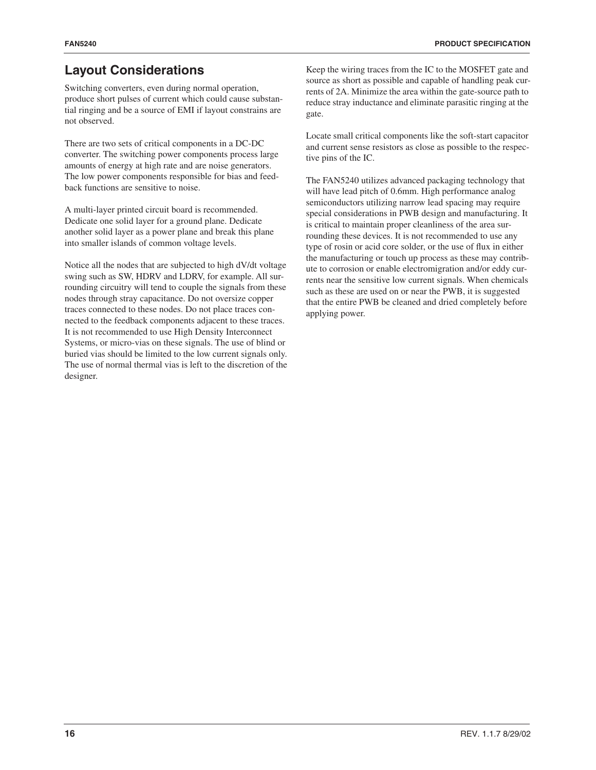## Layout Considerations

Switching converters, even during normal operation, produce short pulses of current which could cause substantial ringing and be a source of EMI if layout constrains are not observed.

There are two sets of critical components in a DC-DC converter. The switching power components process large amounts of energy at high rate and are noise generators. The low power components responsible for bias and feedback functions are sensitive to noise.

A multi-layer printed circuit board is recommended. Dedicate one solid layer for a ground plane. Dedicate another solid layer as a power plane and break this plane into smaller islands of common voltage levels.

Notice all the nodes that are subjected to high dV/dt voltage swing such as SW, HDRV and LDRV, for example. All surrounding circuitry will tend to couple the signals from these nodes through stray capacitance. Do not oversize copper traces connected to these nodes. Do not place traces connected to the feedback components adjacent to these traces. It is not recommended to use High Density Interconnect Systems, or micro-vias on these signals. The use of blind or buried vias should be limited to the low current signals only. The use of normal thermal vias is left to the discretion of the designer.

Keep the wiring traces from the IC to the MOSFET gate and source as short as possible and capable of handling peak currents of 2A. Minimize the area within the gate-source path to reduce stray inductance and eliminate parasitic ringing at the gate.

Locate small critical components like the soft-start capacitor and current sense resistors as close as possible to the respective pins of the IC.

The FAN5240 utilizes advanced packaging technology that will have lead pitch of 0.6mm. High performance analog semiconductors utilizing narrow lead spacing may require special considerations in PWB design and manufacturing. It is critical to maintain proper cleanliness of the area surrounding these devices. It is not recommended to use any type of rosin or acid core solder, or the use of flux in either the manufacturing or touch up process as these may contribute to corrosion or enable electromigration and/or eddy currents near the sensitive low current signals. When chemicals such as these are used on or near the PWB, it is suggested that the entire PWB be cleaned and dried completely before applying power.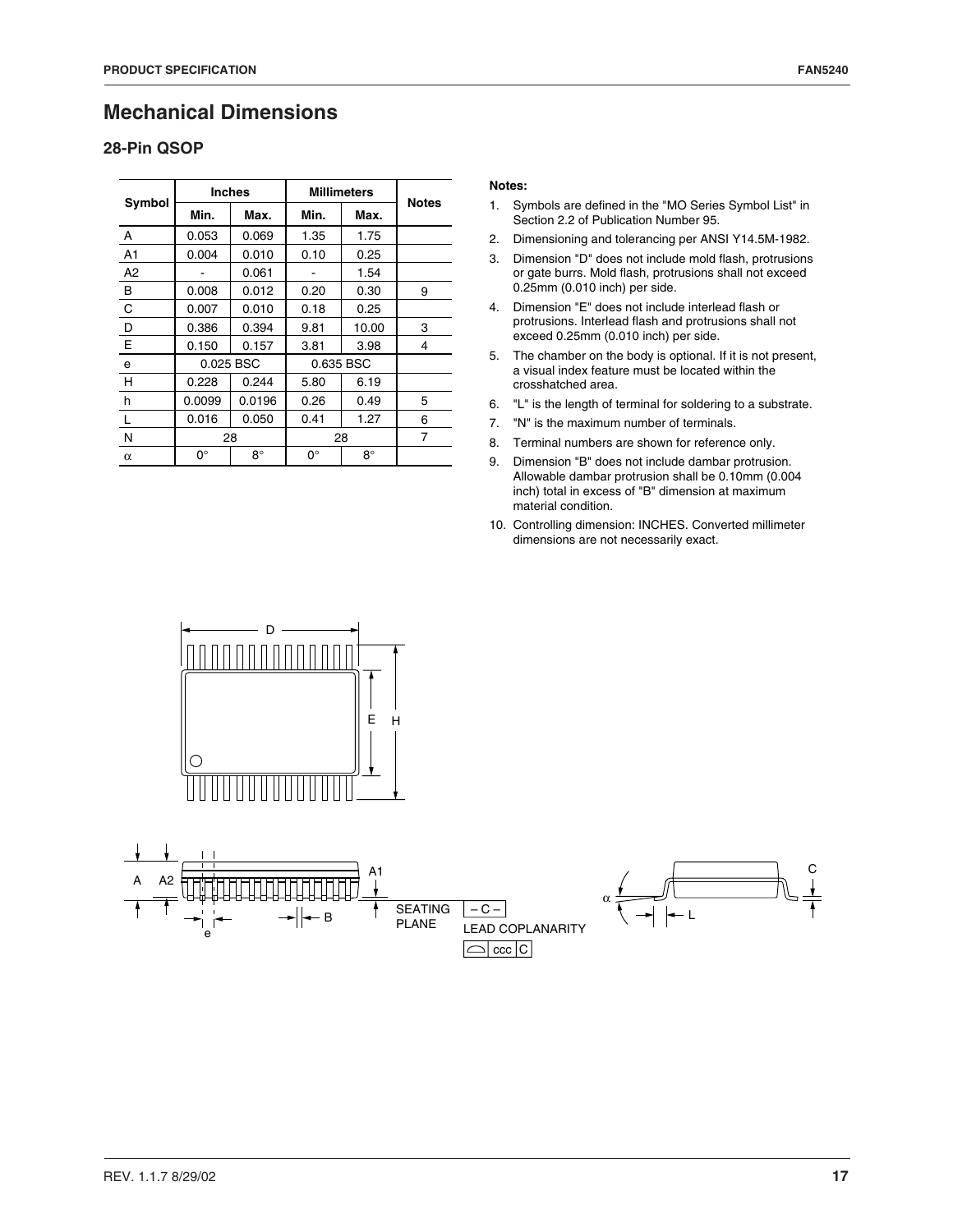# Mechanical Dimensions

## 28-Pin QSOP

| Symbol | Inches | | Millimeters | | Notes |
|---|---|---|---|---|---|
| | Min. | Max. | Min. | Max. | |
| A | 0.053 | 0.069 | 1.35 | 1.75 | |
| A1 | 0.004 | 0.010 | 0.10 | 0.25 | |
| A2 | - | 0.061 | - | 1.54 | |
| B | 0.008 | 0.012 | 0.20 | 0.30 | 9 |
| C | 0.007 | 0.010 | 0.18 | 0.25 | |
| D | 0.386 | 0.394 | 9.81 | 10.00 | 3 |
| E | 0.150 | 0.157 | 3.81 | 3.98 | 4 |
| e | 0.025 BSC | | 0.635 BSC | | |
| H | 0.228 | 0.244 | 5.80 | 6.19 | |
| h | 0.0099 | 0.0196 | 0.26 | 0.49 | 5 |
| L | 0.016 | 0.050 | 0.41 | 1.27 | 6 |
| N | 28 | | 28 | | 7 |
| α | 0° | 8° | 0° | 8° | |

**Notes:**

1. Symbols are defined in the "MO Series Symbol List" in Section 2.2 of Publication Number 95.
2. Dimensioning and tolerancing per ANSI Y14.5M-1982.
3. Dimension "D" does not include mold flash, protrusions or gate burrs. Mold flash, protrusions shall not exceed 0.25mm (0.010 inch) per side.
4. Dimension "E" does not include interlead flash or protrusions. Interlead flash and protrusions shall not exceed 0.25mm (0.010 inch) per side.
5. The chamber on the body is optional. If it is not present, a visual index feature must be located within the crosshatched area.
6. "L" is the length of terminal for soldering to a substrate.
7. "N" is the maximum number of terminals.
8. Terminal numbers are shown for reference only.
9. Dimension "B" does not include dambar protrusion. Allowable dambar protrusion shall be 0.10mm (0.004 inch) total in excess of "B" dimension at maximum material condition.
10. Controlling dimension: INCHES. Converted millimeter dimensions are not necessarily exact.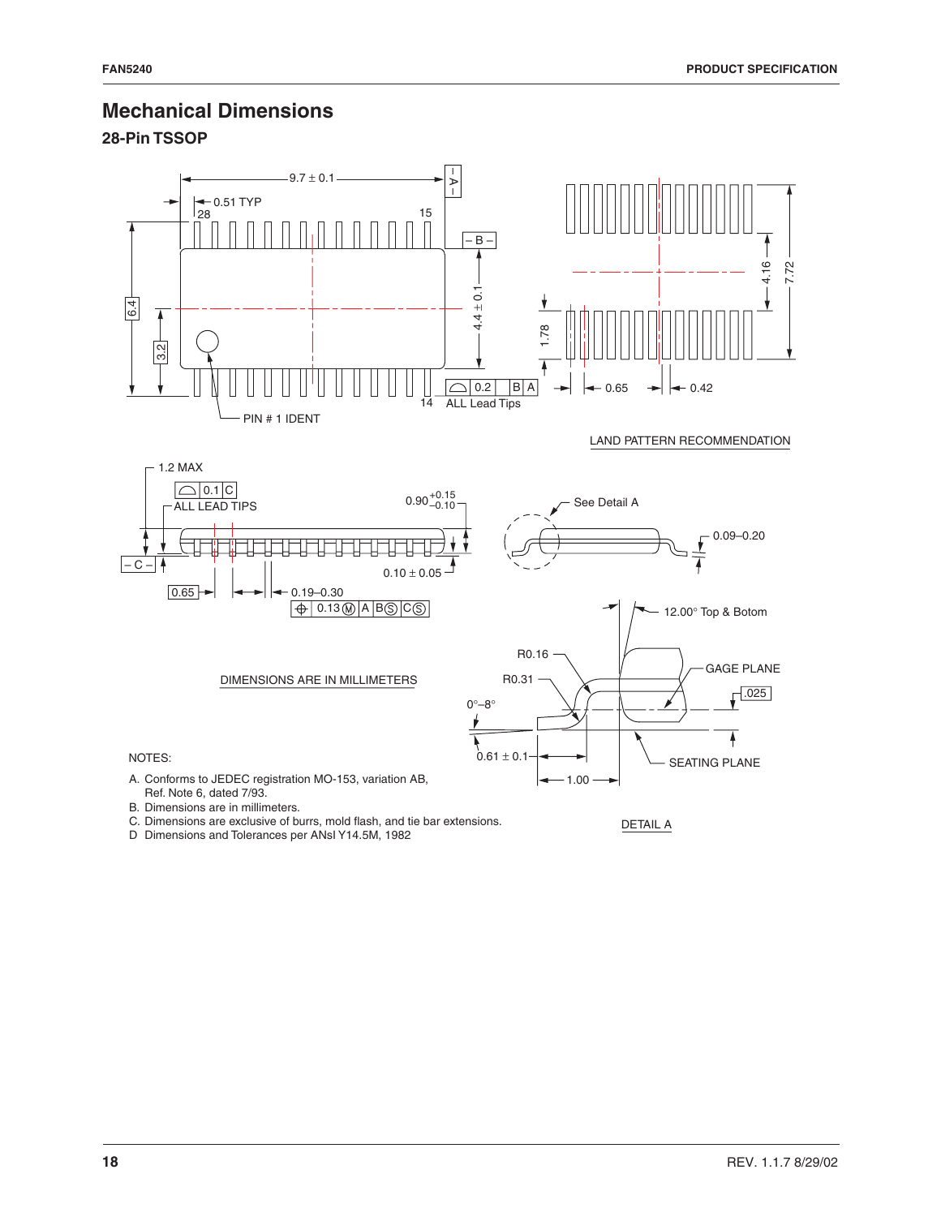## Mechanical Dimensions

### 28-Pin TSSOP

DIMENSIONS ARE IN MILLIMETERS

LAND PATTERN RECOMMENDATION

DETAIL A

NOTES:

A. Conforms to JEDEC registration MO-153, variation AB, Ref. Note 6, dated 7/93.
B. Dimensions are in millimeters.
C. Dimensions are exclusive of burrs, mold flash, and tie bar extensions.
D Dimensions and Tolerances per ANsI Y14.5M, 1982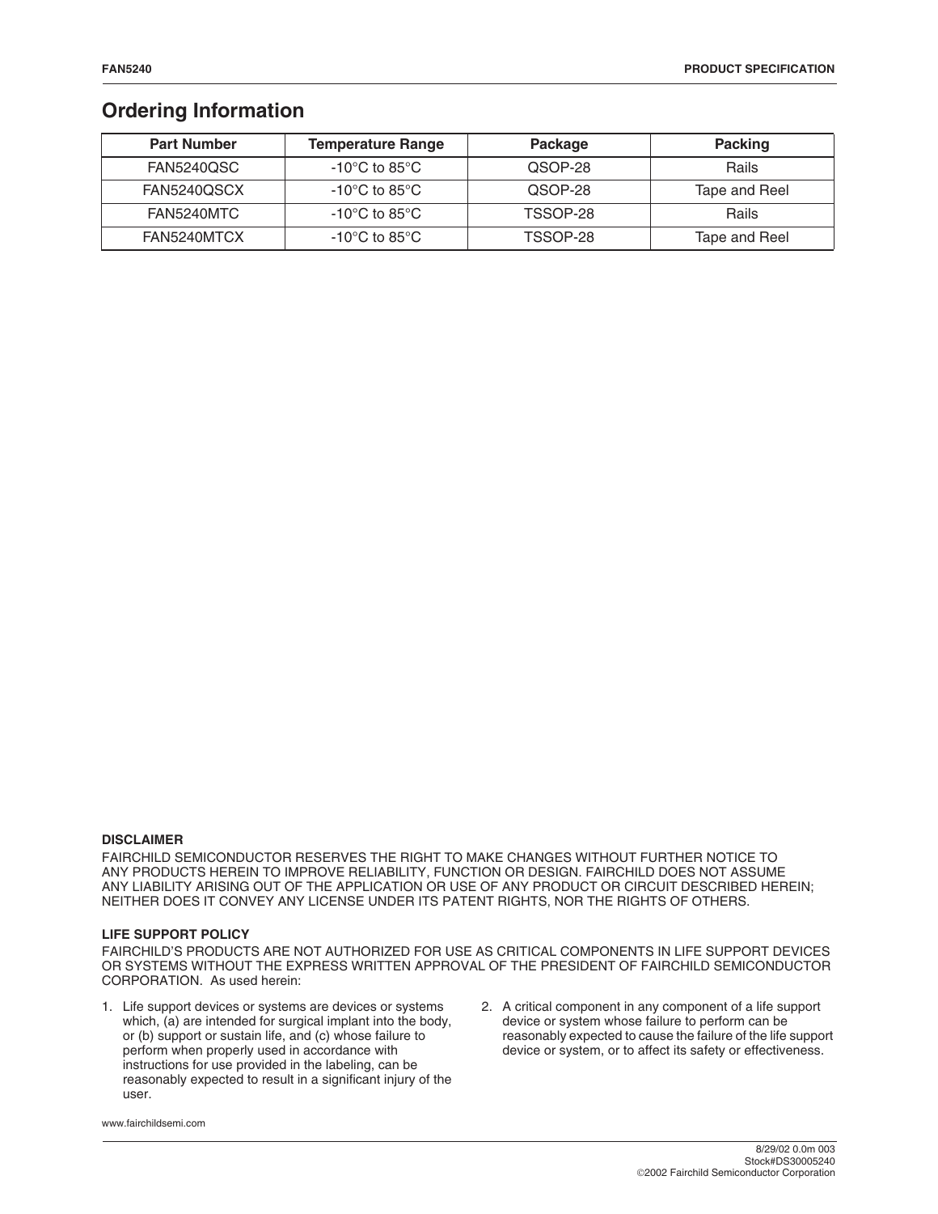## Ordering Information

| Part Number | Temperature Range | Package | Packing |
|---|---|---|---|
| FAN5240QSC | -10°C to 85°C | QSOP-28 | Rails |
| FAN5240QSCX | -10°C to 85°C | QSOP-28 | Tape and Reel |
| FAN5240MTC | -10°C to 85°C | TSSOP-28 | Rails |
| FAN5240MTCX | -10°C to 85°C | TSSOP-28 | Tape and Reel |

**DISCLAIMER**

FAIRCHILD SEMICONDUCTOR RESERVES THE RIGHT TO MAKE CHANGES WITHOUT FURTHER NOTICE TO ANY PRODUCTS HEREIN TO IMPROVE RELIABILITY, FUNCTION OR DESIGN. FAIRCHILD DOES NOT ASSUME ANY LIABILITY ARISING OUT OF THE APPLICATION OR USE OF ANY PRODUCT OR CIRCUIT DESCRIBED HEREIN; NEITHER DOES IT CONVEY ANY LICENSE UNDER ITS PATENT RIGHTS, NOR THE RIGHTS OF OTHERS.

**LIFE SUPPORT POLICY**

FAIRCHILD'S PRODUCTS ARE NOT AUTHORIZED FOR USE AS CRITICAL COMPONENTS IN LIFE SUPPORT DEVICES OR SYSTEMS WITHOUT THE EXPRESS WRITTEN APPROVAL OF THE PRESIDENT OF FAIRCHILD SEMICONDUCTOR CORPORATION. As used herein:

1. Life support devices or systems are devices or systems which, (a) are intended for surgical implant into the body, or (b) support or sustain life, and (c) whose failure to perform when properly used in accordance with instructions for use provided in the labeling, can be reasonably expected to result in a significant injury of the user.
2. A critical component in any component of a life support device or system whose failure to perform can be reasonably expected to cause the failure of the life support device or system, or to affect its safety or effectiveness.

www.fairchildsemi.com

8/29/02 0.0m 003
Stock#DS30005240
©2002 Fairchild Semiconductor Corporation